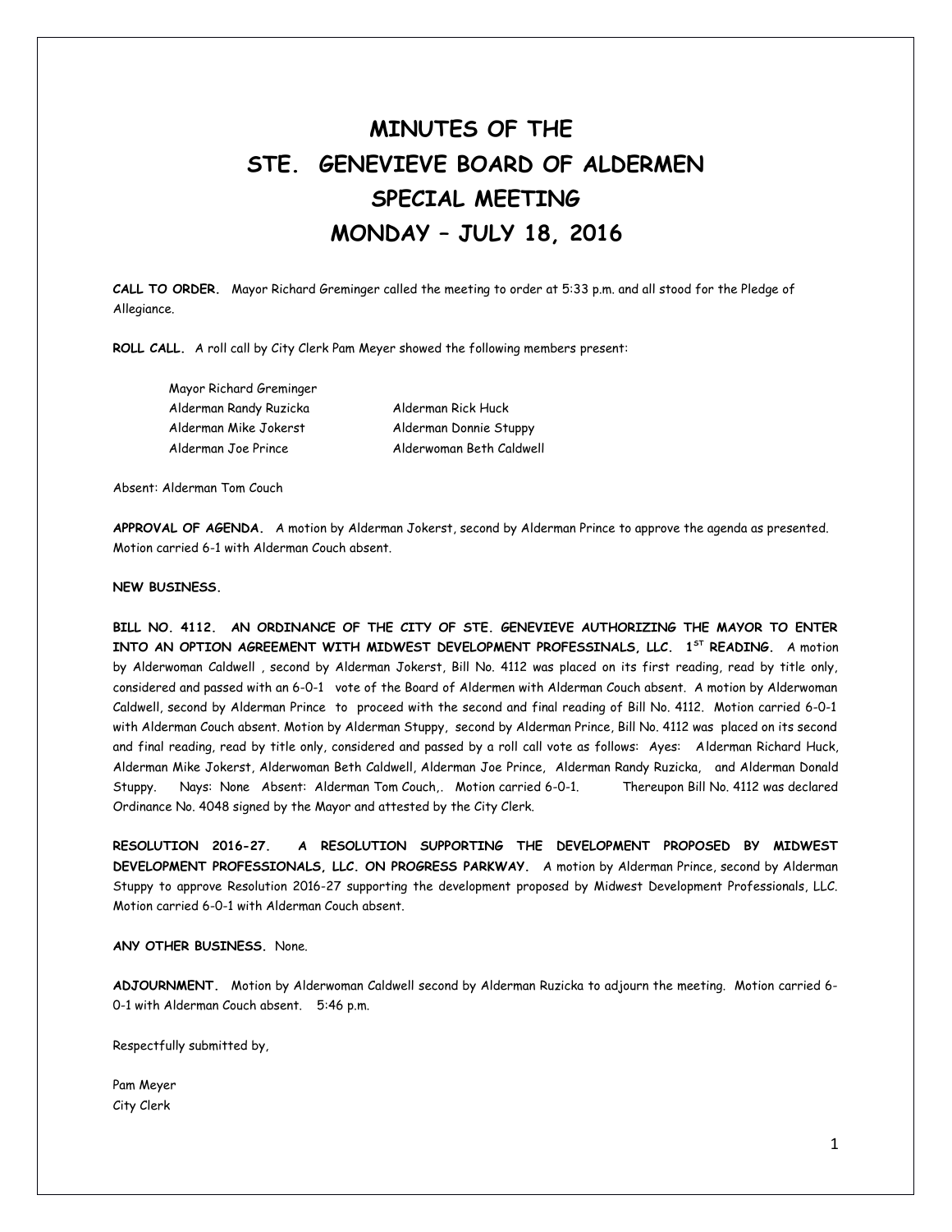# MINUTES OF THE STE. GENEVIEVE BOARD OF ALDERMEN SPECIAL MEETING MONDAY – JULY 18, 2016

**CALL TO ORDER.** Mayor Richard Greminger called the meeting to order at 5:33 p.m. and all stood for the Pledge of Allegiance.

**ROLL CALL.** A roll call by City Clerk Pam Meyer showed the following members present:

Mayor Richard Greminger
Alderman Randy Ruzicka
Alderman Mike Jokerst
Alderman Joe Prince
Alderman Rick Huck
Alderman Donnie Stuppy
Alderwoman Beth Caldwell

Absent: Alderman Tom Couch

**APPROVAL OF AGENDA.** A motion by Alderman Jokerst, second by Alderman Prince to approve the agenda as presented. Motion carried 6-1 with Alderman Couch absent.

**NEW BUSINESS.**

**BILL NO. 4112. AN ORDINANCE OF THE CITY OF STE. GENEVIEVE AUTHORIZING THE MAYOR TO ENTER INTO AN OPTION AGREEMENT WITH MIDWEST DEVELOPMENT PROFESSINALS, LLC. 1ST READING.** A motion by Alderwoman Caldwell , second by Alderman Jokerst, Bill No. 4112 was placed on its first reading, read by title only, considered and passed with an 6-0-1 vote of the Board of Aldermen with Alderman Couch absent. A motion by Alderwoman Caldwell, second by Alderman Prince to proceed with the second and final reading of Bill No. 4112. Motion carried 6-0-1 with Alderman Couch absent. Motion by Alderman Stuppy, second by Alderman Prince, Bill No. 4112 was placed on its second and final reading, read by title only, considered and passed by a roll call vote as follows: Ayes: Alderman Richard Huck, Alderman Mike Jokerst, Alderwoman Beth Caldwell, Alderman Joe Prince, Alderman Randy Ruzicka, and Alderman Donald Stuppy. Nays: None Absent: Alderman Tom Couch,. Motion carried 6-0-1. Thereupon Bill No. 4112 was declared Ordinance No. 4048 signed by the Mayor and attested by the City Clerk.

**RESOLUTION 2016-27. A RESOLUTION SUPPORTING THE DEVELOPMENT PROPOSED BY MIDWEST DEVELOPMENT PROFESSIONALS, LLC. ON PROGRESS PARKWAY.** A motion by Alderman Prince, second by Alderman Stuppy to approve Resolution 2016-27 supporting the development proposed by Midwest Development Professionals, LLC. Motion carried 6-0-1 with Alderman Couch absent.

**ANY OTHER BUSINESS.** None.

**ADJOURNMENT.** Motion by Alderwoman Caldwell second by Alderman Ruzicka to adjourn the meeting. Motion carried 6-0-1 with Alderman Couch absent. 5:46 p.m.

Respectfully submitted by,

Pam Meyer
City Clerk